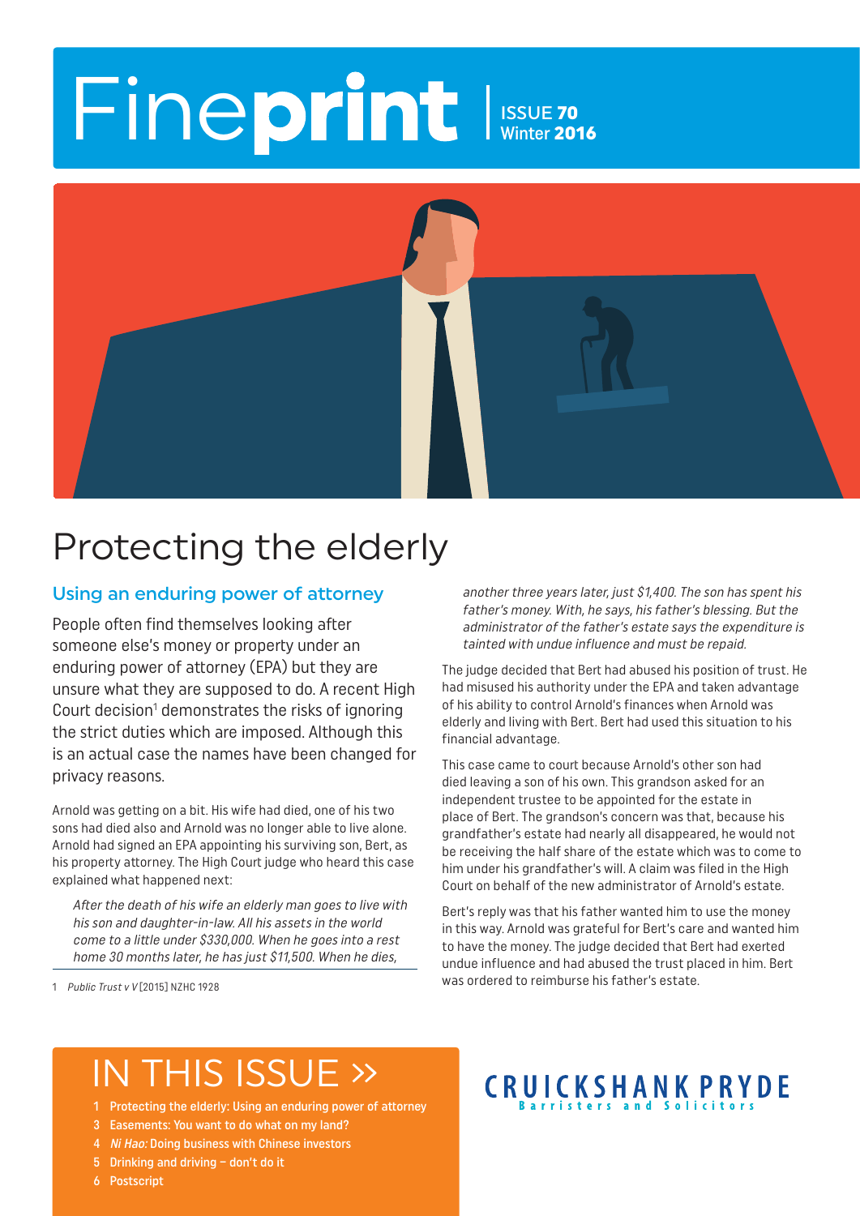# Fine**print** | ISSUE **70** Winter **2016**

# Protecting the elderly

## Using an enduring power of attorney

People often find themselves looking after someone else's money or property under an enduring power of attorney (EPA) but they are unsure what they are supposed to do. A recent High Court decision[1] demonstrates the risks of ignoring the strict duties which are imposed. Although this is an actual case the names have been changed for privacy reasons.

Arnold was getting on a bit. His wife had died, one of his two sons had died also and Arnold was no longer able to live alone. Arnold had signed an EPA appointing his surviving son, Bert, as his property attorney. The High Court judge who heard this case explained what happened next:

> *After the death of his wife an elderly man goes to live with his son and daughter-in-law. All his assets in the world come to a little under $330,000. When he goes into a rest home 30 months later, he has just $11,500. When he dies, another three years later, just $1,400. The son has spent his father's money. With, he says, his father's blessing. But the administrator of the father's estate says the expenditure is tainted with undue influence and must be repaid.*

The judge decided that Bert had abused his position of trust. He had misused his authority under the EPA and taken advantage of his ability to control Arnold's finances when Arnold was elderly and living with Bert. Bert had used this situation to his financial advantage.

This case came to court because Arnold's other son had died leaving a son of his own. This grandson asked for an independent trustee to be appointed for the estate in place of Bert. The grandson's concern was that, because his grandfather's estate had nearly all disappeared, he would not be receiving the half share of the estate which was to come to him under his grandfather's will. A claim was filed in the High Court on behalf of the new administrator of Arnold's estate.

Bert's reply was that his father wanted him to use the money in this way. Arnold was grateful for Bert's care and wanted him to have the money. The judge decided that Bert had exerted undue influence and had abused the trust placed in him. Bert was ordered to reimburse his father's estate.

1 *Public Trust v V* [2015] NZHC 1928

## IN THIS ISSUE »

1 Protecting the elderly: Using an enduring power of attorney
3 Easements: You want to do what on my land?
4 *Ni Hao:* Doing business with Chinese investors
5 Drinking and driving – don't do it
6 Postscript

**CRUICKSHANK PRYDE**
Barristers and Solicitors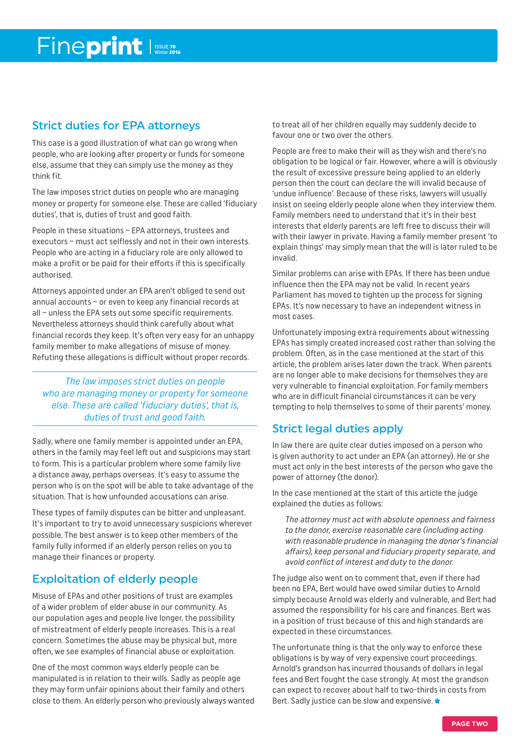## Strict duties for EPA attorneys

This case is a good illustration of what can go wrong when people, who are looking after property or funds for someone else, assume that they can simply use the money as they think fit.

The law imposes strict duties on people who are managing money or property for someone else. These are called 'fiduciary duties', that is, duties of trust and good faith.

People in these situations – EPA attorneys, trustees and executors – must act selflessly and not in their own interests. People who are acting in a fiduciary role are only allowed to make a profit or be paid for their efforts if this is specifically authorised.

Attorneys appointed under an EPA aren't obliged to send out annual accounts – or even to keep any financial records at all – unless the EPA sets out some specific requirements. Nevertheless attorneys should think carefully about what financial records they keep. It's often very easy for an unhappy family member to make allegations of misuse of money. Refuting these allegations is difficult without proper records.

> *The law imposes strict duties on people who are managing money or property for someone else. These are called 'fiduciary duties', that is, duties of trust and good faith.*

Sadly, where one family member is appointed under an EPA, others in the family may feel left out and suspicions may start to form. This is a particular problem where some family live a distance away, perhaps overseas. It's easy to assume the person who is on the spot will be able to take advantage of the situation. That is how unfounded accusations can arise.

These types of family disputes can be bitter and unpleasant. It's important to try to avoid unnecessary suspicions wherever possible. The best answer is to keep other members of the family fully informed if an elderly person relies on you to manage their finances or property.

## Exploitation of elderly people

Misuse of EPAs and other positions of trust are examples of a wider problem of elder abuse in our community. As our population ages and people live longer, the possibility of mistreatment of elderly people increases. This is a real concern. Sometimes the abuse may be physical but, more often, we see examples of financial abuse or exploitation.

One of the most common ways elderly people can be manipulated is in relation to their wills. Sadly as people age they may form unfair opinions about their family and others close to them. An elderly person who previously always wanted to treat all of her children equally may suddenly decide to favour one or two over the others.

People are free to make their will as they wish and there's no obligation to be logical or fair. However, where a will is obviously the result of excessive pressure being applied to an elderly person then the court can declare the will invalid because of 'undue influence'. Because of these risks, lawyers will usually insist on seeing elderly people alone when they interview them. Family members need to understand that it's in their best interests that elderly parents are left free to discuss their will with their lawyer in private. Having a family member present 'to explain things' may simply mean that the will is later ruled to be invalid.

Similar problems can arise with EPAs. If there has been undue influence then the EPA may not be valid. In recent years Parliament has moved to tighten up the process for signing EPAs. It's now necessary to have an independent witness in most cases.

Unfortunately imposing extra requirements about witnessing EPAs has simply created increased cost rather than solving the problem. Often, as in the case mentioned at the start of this article, the problem arises later down the track. When parents are no longer able to make decisions for themselves they are very vulnerable to financial exploitation. For family members who are in difficult circumstances it can be very tempting to help themselves to some of their parents' money.

## Strict legal duties apply

In law there are quite clear duties imposed on a person who is given authority to act under an EPA (an attorney). He or she must act only in the best interests of the person who gave the power of attorney (the donor).

In the case mentioned at the start of this article the judge explained the duties as follows:

> *The attorney must act with absolute openness and fairness to the donor, exercise reasonable care (including acting with reasonable prudence in managing the donor's financial affairs), keep personal and fiduciary property separate, and avoid conflict of interest and duty to the donor.*

The judge also went on to comment that, even if there had been no EPA, Bert would have owed similar duties to Arnold simply because Arnold was elderly and vulnerable, and Bert had assumed the responsibility for his care and finances. Bert was in a position of trust because of this and high standards are expected in these circumstances.

The unfortunate thing is that the only way to enforce these obligations is by way of very expensive court proceedings. Arnold's grandson has incurred thousands of dollars in legal fees and Bert fought the case strongly. At most the grandson can expect to recover about half to two-thirds in costs from Bert. Sadly justice can be slow and expensive.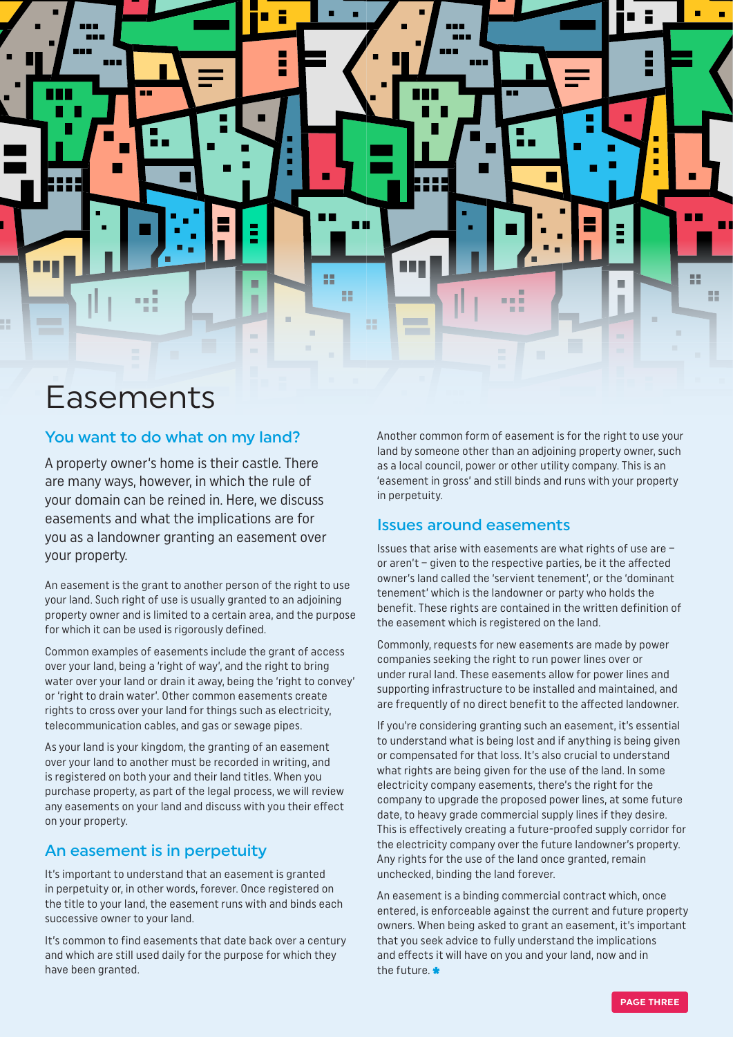# Easements

## You want to do what on my land?

A property owner's home is their castle. There are many ways, however, in which the rule of your domain can be reined in. Here, we discuss easements and what the implications are for you as a landowner granting an easement over your property.

An easement is the grant to another person of the right to use your land. Such right of use is usually granted to an adjoining property owner and is limited to a certain area, and the purpose for which it can be used is rigorously defined.

Common examples of easements include the grant of access over your land, being a 'right of way', and the right to bring water over your land or drain it away, being the 'right to convey' or 'right to drain water'. Other common easements create rights to cross over your land for things such as electricity, telecommunication cables, and gas or sewage pipes.

As your land is your kingdom, the granting of an easement over your land to another must be recorded in writing, and is registered on both your and their land titles. When you purchase property, as part of the legal process, we will review any easements on your land and discuss with you their effect on your property.

## An easement is in perpetuity

It's important to understand that an easement is granted in perpetuity or, in other words, forever. Once registered on the title to your land, the easement runs with and binds each successive owner to your land.

It's common to find easements that date back over a century and which are still used daily for the purpose for which they have been granted.

Another common form of easement is for the right to use your land by someone other than an adjoining property owner, such as a local council, power or other utility company. This is an 'easement in gross' and still binds and runs with your property in perpetuity.

## Issues around easements

Issues that arise with easements are what rights of use are – or aren't – given to the respective parties, be it the affected owner's land called the 'servient tenement', or the 'dominant tenement' which is the landowner or party who holds the benefit. These rights are contained in the written definition of the easement which is registered on the land.

Commonly, requests for new easements are made by power companies seeking the right to run power lines over or under rural land. These easements allow for power lines and supporting infrastructure to be installed and maintained, and are frequently of no direct benefit to the affected landowner.

If you're considering granting such an easement, it's essential to understand what is being lost and if anything is being given or compensated for that loss. It's also crucial to understand what rights are being given for the use of the land. In some electricity company easements, there's the right for the company to upgrade the proposed power lines, at some future date, to heavy grade commercial supply lines if they desire. This is effectively creating a future-proofed supply corridor for the electricity company over the future landowner's property. Any rights for the use of the land once granted, remain unchecked, binding the land forever.

An easement is a binding commercial contract which, once entered, is enforceable against the current and future property owners. When being asked to grant an easement, it's important that you seek advice to fully understand the implications and effects it will have on you and your land, now and in the future.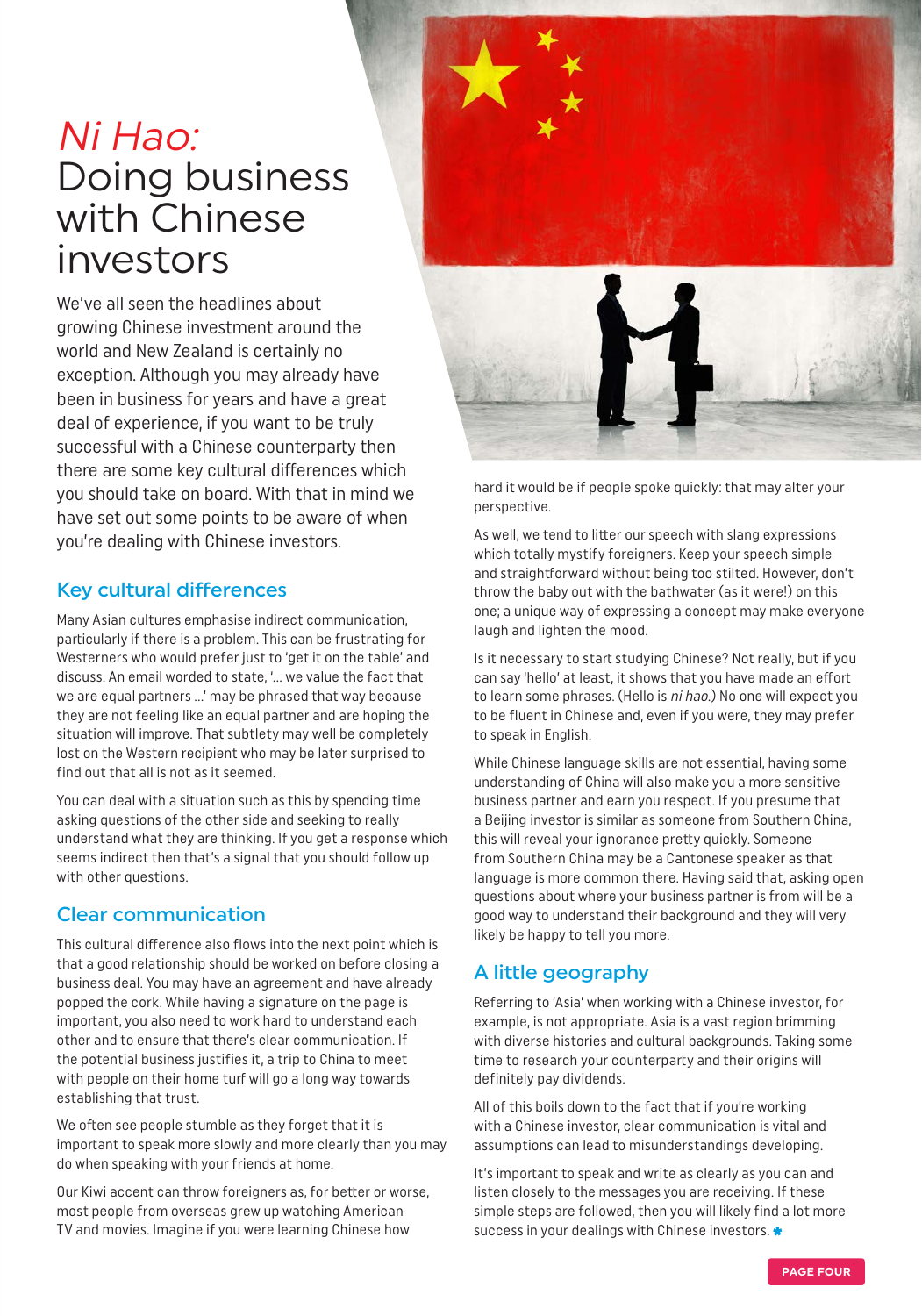# *Ni Hao:* Doing business with Chinese investors

We've all seen the headlines about growing Chinese investment around the world and New Zealand is certainly no exception. Although you may already have been in business for years and have a great deal of experience, if you want to be truly successful with a Chinese counterparty then there are some key cultural differences which you should take on board. With that in mind we have set out some points to be aware of when you're dealing with Chinese investors.

## Key cultural differences

Many Asian cultures emphasise indirect communication, particularly if there is a problem. This can be frustrating for Westerners who would prefer just to 'get it on the table' and discuss. An email worded to state, '... we value the fact that we are equal partners ...' may be phrased that way because they are not feeling like an equal partner and are hoping the situation will improve. That subtlety may well be completely lost on the Western recipient who may be later surprised to find out that all is not as it seemed.

You can deal with a situation such as this by spending time asking questions of the other side and seeking to really understand what they are thinking. If you get a response which seems indirect then that's a signal that you should follow up with other questions.

## Clear communication

This cultural difference also flows into the next point which is that a good relationship should be worked on before closing a business deal. You may have an agreement and have already popped the cork. While having a signature on the page is important, you also need to work hard to understand each other and to ensure that there's clear communication. If the potential business justifies it, a trip to China to meet with people on their home turf will go a long way towards establishing that trust.

We often see people stumble as they forget that it is important to speak more slowly and more clearly than you may do when speaking with your friends at home.

Our Kiwi accent can throw foreigners as, for better or worse, most people from overseas grew up watching American TV and movies. Imagine if you were learning Chinese how hard it would be if people spoke quickly: that may alter your perspective.

As well, we tend to litter our speech with slang expressions which totally mystify foreigners. Keep your speech simple and straightforward without being too stilted. However, don't throw the baby out with the bathwater (as it were!) on this one; a unique way of expressing a concept may make everyone laugh and lighten the mood.

Is it necessary to start studying Chinese? Not really, but if you can say 'hello' at least, it shows that you have made an effort to learn some phrases. (Hello is *ni hao.*) No one will expect you to be fluent in Chinese and, even if you were, they may prefer to speak in English.

While Chinese language skills are not essential, having some understanding of China will also make you a more sensitive business partner and earn you respect. If you presume that a Beijing investor is similar as someone from Southern China, this will reveal your ignorance pretty quickly. Someone from Southern China may be a Cantonese speaker as that language is more common there. Having said that, asking open questions about where your business partner is from will be a good way to understand their background and they will very likely be happy to tell you more.

## A little geography

Referring to 'Asia' when working with a Chinese investor, for example, is not appropriate. Asia is a vast region brimming with diverse histories and cultural backgrounds. Taking some time to research your counterparty and their origins will definitely pay dividends.

All of this boils down to the fact that if you're working with a Chinese investor, clear communication is vital and assumptions can lead to misunderstandings developing.

It's important to speak and write as clearly as you can and listen closely to the messages you are receiving. If these simple steps are followed, then you will likely find a lot more success in your dealings with Chinese investors.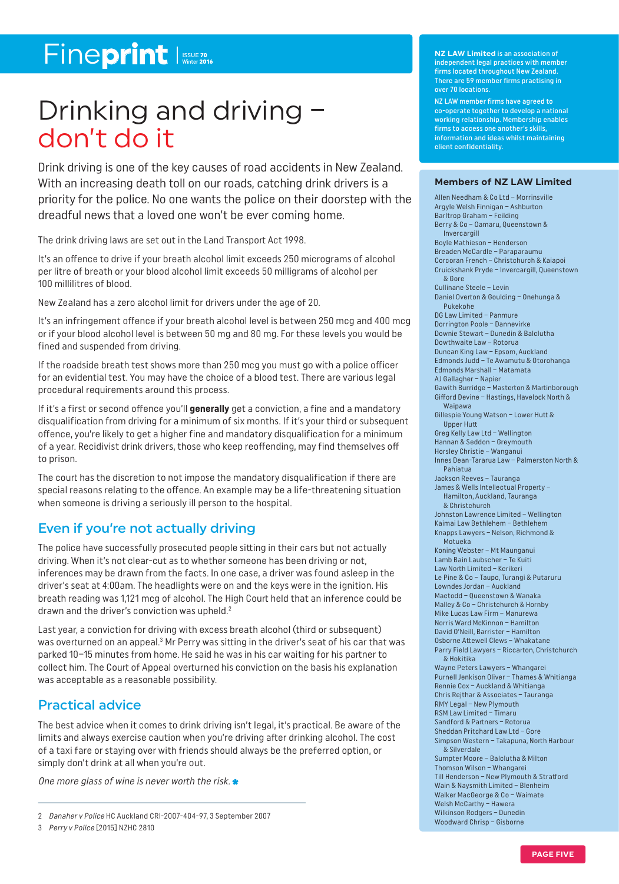# Drinking and driving – don't do it

Drink driving is one of the key causes of road accidents in New Zealand. With an increasing death toll on our roads, catching drink drivers is a priority for the police. No one wants the police on their doorstep with the dreadful news that a loved one won't be ever coming home.

The drink driving laws are set out in the Land Transport Act 1998.

It's an offence to drive if your breath alcohol limit exceeds 250 micrograms of alcohol per litre of breath or your blood alcohol limit exceeds 50 milligrams of alcohol per 100 millilitres of blood.

New Zealand has a zero alcohol limit for drivers under the age of 20.

It's an infringement offence if your breath alcohol level is between 250 mcg and 400 mcg or if your blood alcohol level is between 50 mg and 80 mg. For these levels you would be fined and suspended from driving.

If the roadside breath test shows more than 250 mcg you must go with a police officer for an evidential test. You may have the choice of a blood test. There are various legal procedural requirements around this process.

If it's a first or second offence you'll **generally** get a conviction, a fine and a mandatory disqualification from driving for a minimum of six months. If it's your third or subsequent offence, you're likely to get a higher fine and mandatory disqualification for a minimum of a year. Recidivist drink drivers, those who keep reoffending, may find themselves off to prison.

The court has the discretion to not impose the mandatory disqualification if there are special reasons relating to the offence. An example may be a life-threatening situation when someone is driving a seriously ill person to the hospital.

## Even if you're not actually driving

The police have successfully prosecuted people sitting in their cars but not actually driving. When it's not clear-cut as to whether someone has been driving or not, inferences may be drawn from the facts. In one case, a driver was found asleep in the driver's seat at 4:00am. The headlights were on and the keys were in the ignition. His breath reading was 1,121 mcg of alcohol. The High Court held that an inference could be drawn and the driver's conviction was upheld.[2]

Last year, a conviction for driving with excess breath alcohol (third or subsequent) was overturned on an appeal.[3] Mr Perry was sitting in the driver's seat of his car that was parked 10–15 minutes from home. He said he was in his car waiting for his partner to collect him. The Court of Appeal overturned his conviction on the basis his explanation was acceptable as a reasonable possibility.

## Practical advice

The best advice when it comes to drink driving isn't legal, it's practical. Be aware of the limits and always exercise caution when you're driving after drinking alcohol. The cost of a taxi fare or staying over with friends should always be the preferred option, or simply don't drink at all when you're out.

*One more glass of wine is never worth the risk.*

2 *Danaher v Police* HC Auckland CRI-2007-404-97, 3 September 2007

3 *Perry v Police* [2015] NZHC 2810

**NZ LAW Limited** is an association of independent legal practices with member firms located throughout New Zealand. There are 59 member firms practising in over 70 locations.

NZ LAW member firms have agreed to co-operate together to develop a national working relationship. Membership enables firms to access one another's skills, information and ideas whilst maintaining client confidentiality.

## Members of NZ LAW Limited

- Allen Needham & Co Ltd – Morrinsville
- Argyle Welsh Finnigan – Ashburton
- Barltrop Graham – Feilding
- Berry & Co – Oamaru, Queenstown & Invercargill
- Boyle Mathieson – Henderson
- Breaden McCardle – Paraparaumu
- Corcoran French – Christchurch & Kaiapoi
- Cruickshank Pryde – Invercargill, Queenstown & Gore
- Cullinane Steele – Levin
- Daniel Overton & Goulding – Onehunga & Pukekohe
- DG Law Limited – Panmure
- Dorrington Poole – Dannevirke
- Downie Stewart – Dunedin & Balclutha
- Dowthwaite Law – Rotorua
- Duncan King Law – Epsom, Auckland
- Edmonds Judd – Te Awamutu & Otorohanga
- Edmonds Marshall – Matamata
- AJ Gallagher – Napier
- Gawith Burridge – Masterton & Martinborough
- Gifford Devine – Hastings, Havelock North & Waipawa
- Gillespie Young Watson – Lower Hutt & Upper Hutt
- Greg Kelly Law Ltd – Wellington
- Hannan & Seddon – Greymouth
- Horsley Christie – Wanganui
- Innes Dean-Tararua Law – Palmerston North & Pahiatua
- Jackson Reeves – Tauranga
- James & Wells Intellectual Property – Hamilton, Auckland, Tauranga & Christchurch
- Johnston Lawrence Limited – Wellington
- Kaimai Law Bethlehem – Bethlehem
- Knapps Lawyers – Nelson, Richmond & Motueka
- Koning Webster – Mt Maunganui
- Lamb Bain Laubscher – Te Kuiti
- Law North Limited – Kerikeri
- Le Pine & Co – Taupo, Turangi & Putaruru
- Lowndes Jordan – Auckland
- Mactodd – Queenstown & Wanaka
- Malley & Co – Christchurch & Hornby
- Mike Lucas Law Firm – Manurewa
- Norris Ward McKinnon – Hamilton
- David O'Neill, Barrister – Hamilton
- Osborne Attewell Clews – Whakatane
- Parry Field Lawyers – Riccarton, Christchurch & Hokitika
- Wayne Peters Lawyers – Whangarei
- Purnell Jenkison Oliver – Thames & Whitianga
- Rennie Cox – Auckland & Whitianga
- Chris Rejthar & Associates – Tauranga
- RMY Legal – New Plymouth
- RSM Law Limited – Timaru
- Sandford & Partners – Rotorua
- Sheddan Pritchard Law Ltd – Gore
- Simpson Western – Takapuna, North Harbour & Silverdale
- Sumpter Moore – Balclutha & Milton
- Thomson Wilson – Whangarei
- Till Henderson – New Plymouth & Stratford
- Wain & Naysmith Limited – Blenheim
- Walker MacGeorge & Co – Waimate
- Welsh McCarthy – Hawera
- Wilkinson Rodgers – Dunedin
- Woodward Chrisp – Gisborne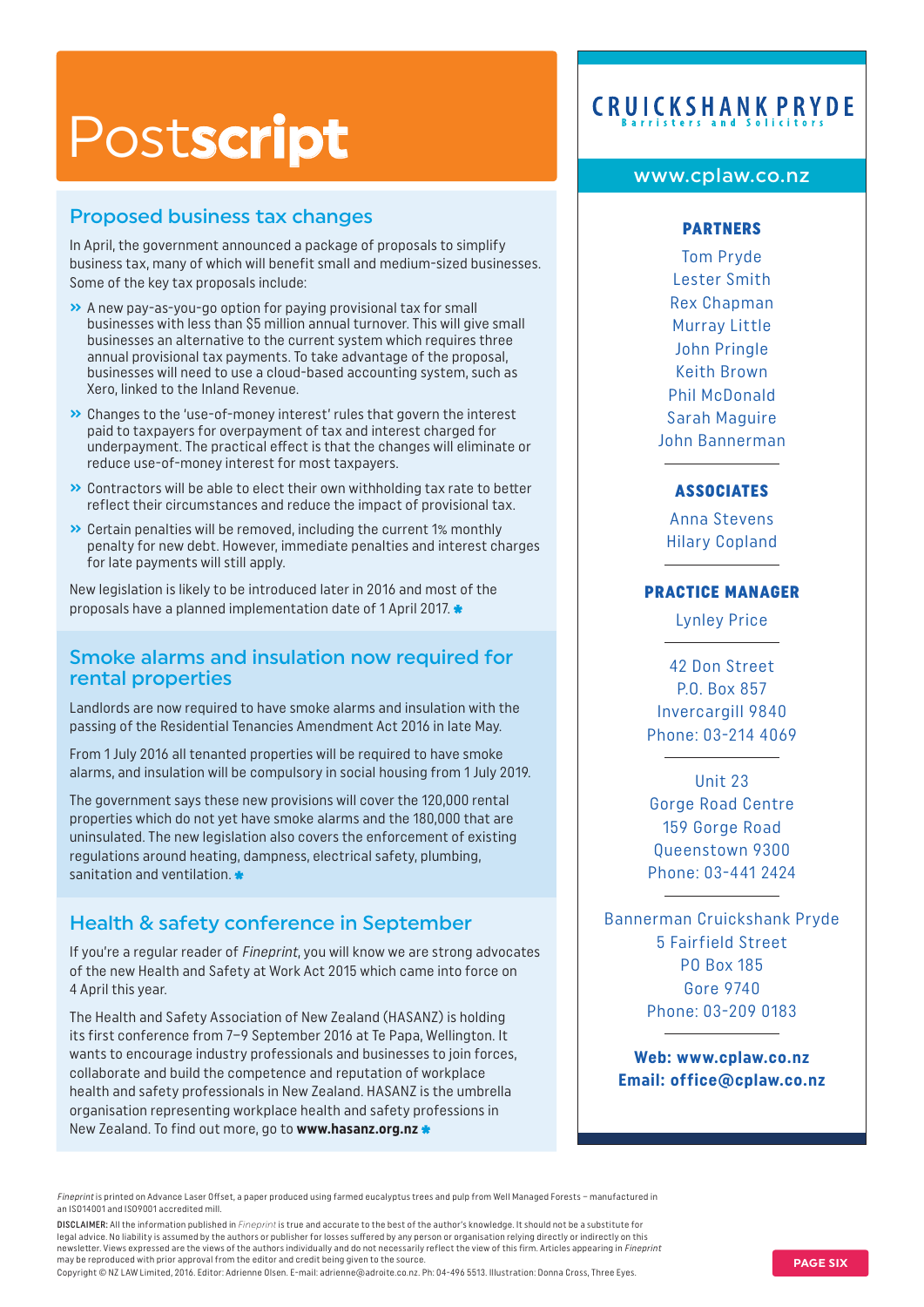# Postscript

## Proposed business tax changes

In April, the government announced a package of proposals to simplify business tax, many of which will benefit small and medium-sized businesses. Some of the key tax proposals include:

- A new pay-as-you-go option for paying provisional tax for small businesses with less than $5 million annual turnover. This will give small businesses an alternative to the current system which requires three annual provisional tax payments. To take advantage of the proposal, businesses will need to use a cloud-based accounting system, such as Xero, linked to the Inland Revenue.
- Changes to the 'use-of-money interest' rules that govern the interest paid to taxpayers for overpayment of tax and interest charged for underpayment. The practical effect is that the changes will eliminate or reduce use-of-money interest for most taxpayers.
- Contractors will be able to elect their own withholding tax rate to better reflect their circumstances and reduce the impact of provisional tax.
- Certain penalties will be removed, including the current 1% monthly penalty for new debt. However, immediate penalties and interest charges for late payments will still apply.

New legislation is likely to be introduced later in 2016 and most of the proposals have a planned implementation date of 1 April 2017.

## Smoke alarms and insulation now required for rental properties

Landlords are now required to have smoke alarms and insulation with the passing of the Residential Tenancies Amendment Act 2016 in late May.

From 1 July 2016 all tenanted properties will be required to have smoke alarms, and insulation will be compulsory in social housing from 1 July 2019.

The government says these new provisions will cover the 120,000 rental properties which do not yet have smoke alarms and the 180,000 that are uninsulated. The new legislation also covers the enforcement of existing regulations around heating, dampness, electrical safety, plumbing, sanitation and ventilation.

## Health & safety conference in September

If you're a regular reader of *Fineprint*, you will know we are strong advocates of the new Health and Safety at Work Act 2015 which came into force on 4 April this year.

The Health and Safety Association of New Zealand (HASANZ) is holding its first conference from 7–9 September 2016 at Te Papa, Wellington. It wants to encourage industry professionals and businesses to join forces, collaborate and build the competence and reputation of workplace health and safety professionals in New Zealand. HASANZ is the umbrella organisation representing workplace health and safety professions in New Zealand. To find out more, go to **www.hasanz.org.nz**

---

**CRUICKSHANK PRYDE**
Barristers and Solicitors

www.cplaw.co.nz

**PARTNERS**

Tom Pryde
Lester Smith
Rex Chapman
Murray Little
John Pringle
Keith Brown
Phil McDonald
Sarah Maguire
John Bannerman

**ASSOCIATES**

Anna Stevens
Hilary Copland

**PRACTICE MANAGER**

Lynley Price

42 Don Street
P.O. Box 857
Invercargill 9840
Phone: 03-214 4069

Unit 23
Gorge Road Centre
159 Gorge Road
Queenstown 9300
Phone: 03-441 2424

Bannerman Cruickshank Pryde
5 Fairfield Street
PO Box 185
Gore 9740
Phone: 03-209 0183

**Web: www.cplaw.co.nz**
**Email: office@cplaw.co.nz**

---

*Fineprint* is printed on Advance Laser Offset, a paper produced using farmed eucalyptus trees and pulp from Well Managed Forests – manufactured in an ISO14001 and ISO9001 accredited mill.

**DISCLAIMER:** All the information published in *Fineprint* is true and accurate to the best of the author's knowledge. It should not be a substitute for legal advice. No liability is assumed by the authors or publisher for losses suffered by any person or organisation relying directly or indirectly on this newsletter. Views expressed are the views of the authors individually and do not necessarily reflect the view of this firm. Articles appearing in *Fineprint* may be reproduced with prior approval from the editor and credit being given to the source.
Copyright © NZ LAW Limited, 2016. Editor: Adrienne Olsen. E-mail: adrienne@adroite.co.nz. Ph: 04-496 5513. Illustration: Donna Cross, Three Eyes.